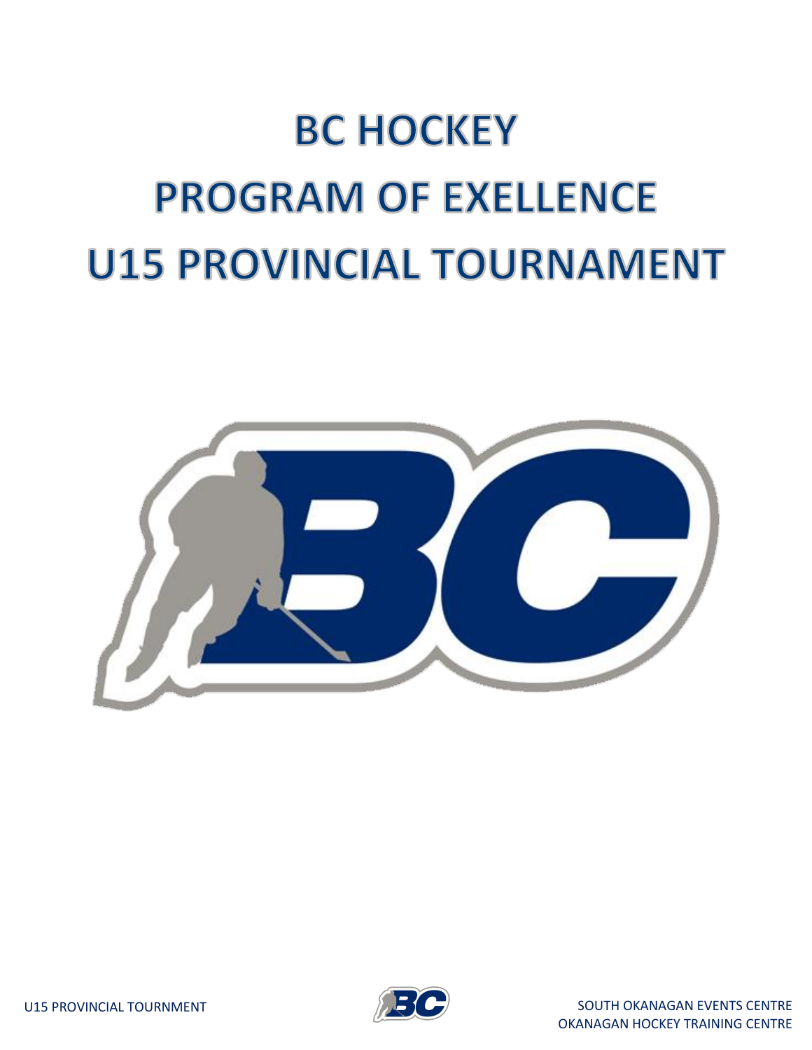# BC HOCKEY
# PROGRAM OF EXELLENCE
# U15 PROVINCIAL TOURNAMENT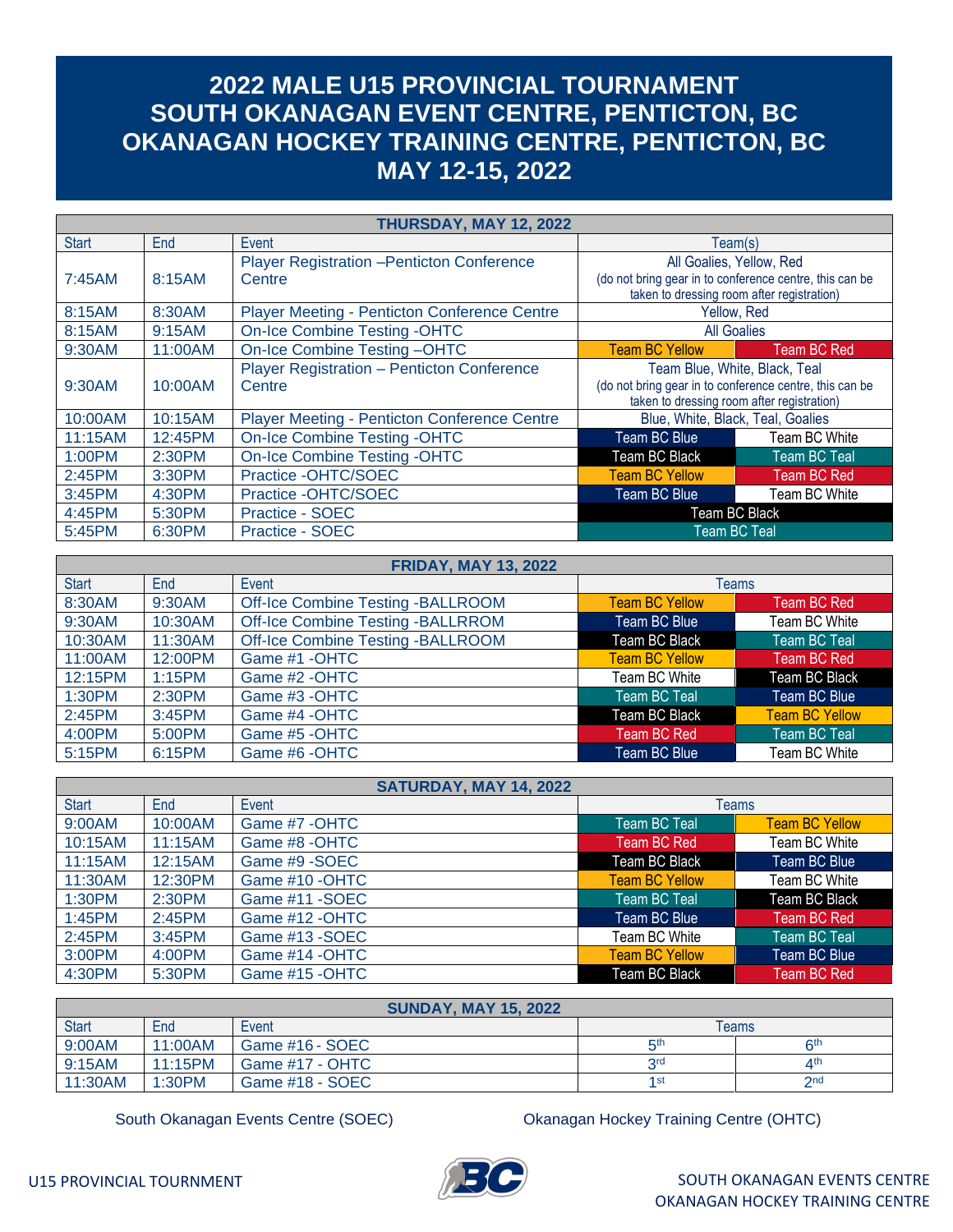# 2022 MALE U15 PROVINCIAL TOURNAMENT
# SOUTH OKANAGAN EVENT CENTRE, PENTICTON, BC
# OKANAGAN HOCKEY TRAINING CENTRE, PENTICTON, BC
# MAY 12-15, 2022

| THURSDAY, MAY 12, 2022 | | | | |
|---|---|---|---|---|
| Start | End | Event | Team(s) | |
| 7:45AM | 8:15AM | Player Registration –Penticton Conference Centre | All Goalies, Yellow, Red (do not bring gear in to conference centre, this can be taken to dressing room after registration) | |
| 8:15AM | 8:30AM | Player Meeting - Penticton Conference Centre | Yellow, Red | |
| 8:15AM | 9:15AM | On-Ice Combine Testing -OHTC | All Goalies | |
| 9:30AM | 11:00AM | On-Ice Combine Testing –OHTC | Team BC Yellow | Team BC Red |
| 9:30AM | 10:00AM | Player Registration – Penticton Conference Centre | Team Blue, White, Black, Teal (do not bring gear in to conference centre, this can be taken to dressing room after registration) | |
| 10:00AM | 10:15AM | Player Meeting - Penticton Conference Centre | Blue, White, Black, Teal, Goalies | |
| 11:15AM | 12:45PM | On-Ice Combine Testing -OHTC | Team BC Blue | Team BC White |
| 1:00PM | 2:30PM | On-Ice Combine Testing -OHTC | Team BC Black | Team BC Teal |
| 2:45PM | 3:30PM | Practice -OHTC/SOEC | Team BC Yellow | Team BC Red |
| 3:45PM | 4:30PM | Practice -OHTC/SOEC | Team BC Blue | Team BC White |
| 4:45PM | 5:30PM | Practice - SOEC | Team BC Black | |
| 5:45PM | 6:30PM | Practice - SOEC | Team BC Teal | |

| FRIDAY, MAY 13, 2022 | | | | |
|---|---|---|---|---|
| Start | End | Event | Teams | |
| 8:30AM | 9:30AM | Off-Ice Combine Testing -BALLROOM | Team BC Yellow | Team BC Red |
| 9:30AM | 10:30AM | Off-Ice Combine Testing -BALLRROM | Team BC Blue | Team BC White |
| 10:30AM | 11:30AM | Off-Ice Combine Testing -BALLROOM | Team BC Black | Team BC Teal |
| 11:00AM | 12:00PM | Game #1 -OHTC | Team BC Yellow | Team BC Red |
| 12:15PM | 1:15PM | Game #2 -OHTC | Team BC White | Team BC Black |
| 1:30PM | 2:30PM | Game #3 -OHTC | Team BC Teal | Team BC Blue |
| 2:45PM | 3:45PM | Game #4 -OHTC | Team BC Black | Team BC Yellow |
| 4:00PM | 5:00PM | Game #5 -OHTC | Team BC Red | Team BC Teal |
| 5:15PM | 6:15PM | Game #6 -OHTC | Team BC Blue | Team BC White |

| SATURDAY, MAY 14, 2022 | | | | |
|---|---|---|---|---|
| Start | End | Event | Teams | |
| 9:00AM | 10:00AM | Game #7 -OHTC | Team BC Teal | Team BC Yellow |
| 10:15AM | 11:15AM | Game #8 -OHTC | Team BC Red | Team BC White |
| 11:15AM | 12:15AM | Game #9 -SOEC | Team BC Black | Team BC Blue |
| 11:30AM | 12:30PM | Game #10 -OHTC | Team BC Yellow | Team BC White |
| 1:30PM | 2:30PM | Game #11 -SOEC | Team BC Teal | Team BC Black |
| 1:45PM | 2:45PM | Game #12 -OHTC | Team BC Blue | Team BC Red |
| 2:45PM | 3:45PM | Game #13 -SOEC | Team BC White | Team BC Teal |
| 3:00PM | 4:00PM | Game #14 -OHTC | Team BC Yellow | Team BC Blue |
| 4:30PM | 5:30PM | Game #15 -OHTC | Team BC Black | Team BC Red |

| SUNDAY, MAY 15, 2022 | | | | |
|---|---|---|---|---|
| Start | End | Event | Teams | |
| 9:00AM | 11:00AM | Game #16 - SOEC | 5th | 6th |
| 9:15AM | 11:15PM | Game #17 - OHTC | 3rd | 4th |
| 11:30AM | 1:30PM | Game #18 - SOEC | 1st | 2nd |

South Okanagan Events Centre (SOEC)

Okanagan Hockey Training Centre (OHTC)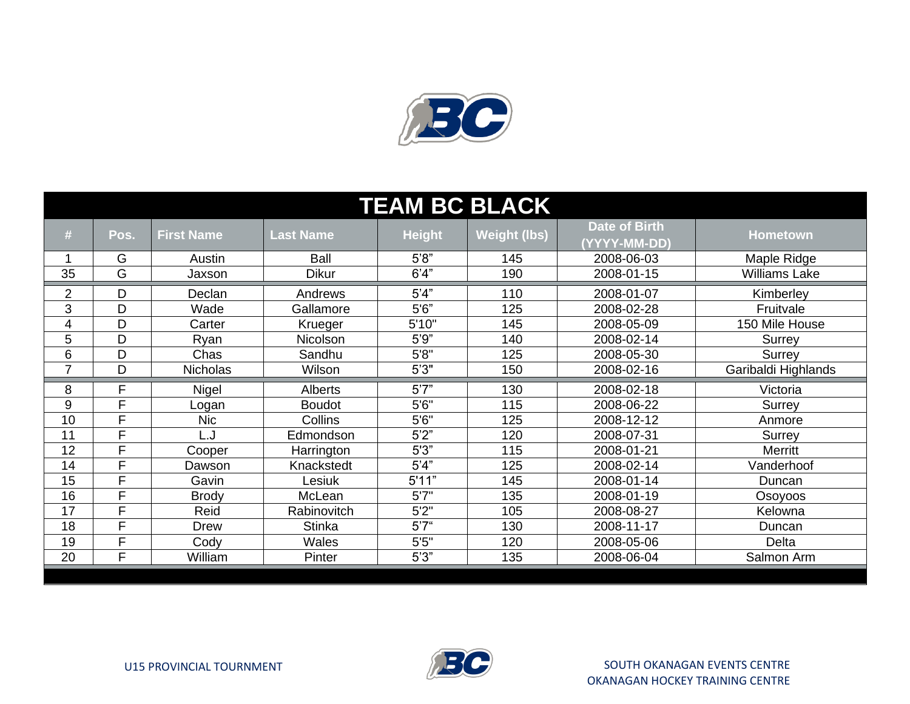# TEAM BC BLACK

| # | Pos. | First Name | Last Name | Height | Weight (lbs) | Date of Birth (YYYY-MM-DD) | Hometown |
|---|---|---|---|---|---|---|---|
| 1 | G | Austin | Ball | 5'8" | 145 | 2008-06-03 | Maple Ridge |
| 35 | G | Jaxson | Dikur | 6'4" | 190 | 2008-01-15 | Williams Lake |
| 2 | D | Declan | Andrews | 5'4" | 110 | 2008-01-07 | Kimberley |
| 3 | D | Wade | Gallamore | 5'6" | 125 | 2008-02-28 | Fruitvale |
| 4 | D | Carter | Krueger | 5'10" | 145 | 2008-05-09 | 150 Mile House |
| 5 | D | Ryan | Nicolson | 5'9" | 140 | 2008-02-14 | Surrey |
| 6 | D | Chas | Sandhu | 5'8" | 125 | 2008-05-30 | Surrey |
| 7 | D | Nicholas | Wilson | 5'3" | 150 | 2008-02-16 | Garibaldi Highlands |
| 8 | F | Nigel | Alberts | 5'7" | 130 | 2008-02-18 | Victoria |
| 9 | F | Logan | Boudot | 5'6" | 115 | 2008-06-22 | Surrey |
| 10 | F | Nic | Collins | 5'6" | 125 | 2008-12-12 | Anmore |
| 11 | F | L.J | Edmondson | 5'2" | 120 | 2008-07-31 | Surrey |
| 12 | F | Cooper | Harrington | 5'3" | 115 | 2008-01-21 | Merritt |
| 14 | F | Dawson | Knackstedt | 5'4" | 125 | 2008-02-14 | Vanderhoof |
| 15 | F | Gavin | Lesiuk | 5'11" | 145 | 2008-01-14 | Duncan |
| 16 | F | Brody | McLean | 5'7" | 135 | 2008-01-19 | Osoyoos |
| 17 | F | Reid | Rabinovitch | 5'2" | 105 | 2008-08-27 | Kelowna |
| 18 | F | Drew | Stinka | 5'7" | 130 | 2008-11-17 | Duncan |
| 19 | F | Cody | Wales | 5'5" | 120 | 2008-05-06 | Delta |
| 20 | F | William | Pinter | 5'3" | 135 | 2008-06-04 | Salmon Arm |

U15 PROVINCIAL TOURNMENT

SOUTH OKANAGAN EVENTS CENTRE
OKANAGAN HOCKEY TRAINING CENTRE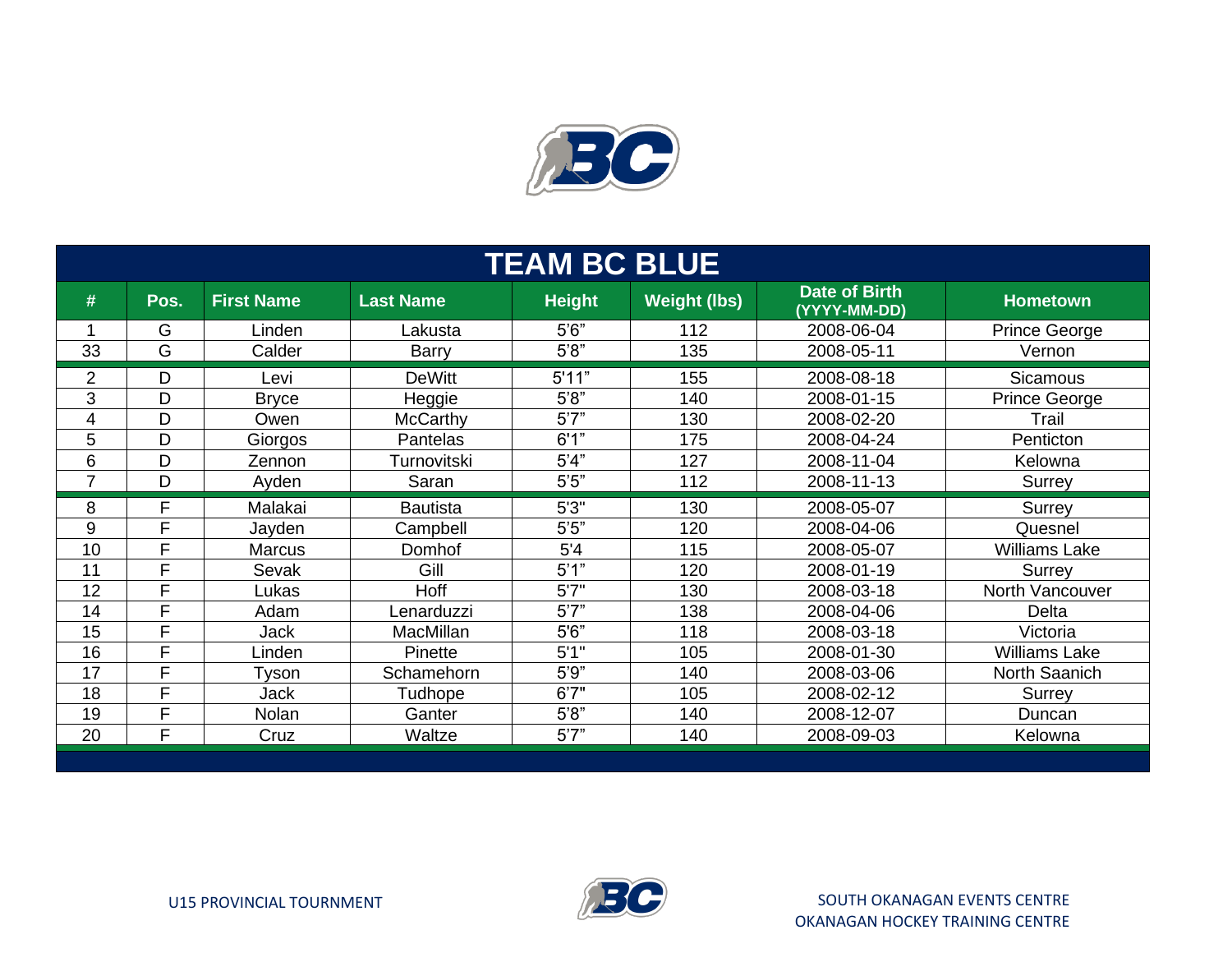# TEAM BC BLUE

| # | Pos. | First Name | Last Name | Height | Weight (lbs) | Date of Birth (YYYY-MM-DD) | Hometown |
|---|---|---|---|---|---|---|---|
| 1 | G | Linden | Lakusta | 5’6” | 112 | 2008-06-04 | Prince George |
| 33 | G | Calder | Barry | 5’8” | 135 | 2008-05-11 | Vernon |
| 2 | D | Levi | DeWitt | 5’11” | 155 | 2008-08-18 | Sicamous |
| 3 | D | Bryce | Heggie | 5’8” | 140 | 2008-01-15 | Prince George |
| 4 | D | Owen | McCarthy | 5’7” | 130 | 2008-02-20 | Trail |
| 5 | D | Giorgos | Pantelas | 6’1” | 175 | 2008-04-24 | Penticton |
| 6 | D | Zennon | Turnovitski | 5’4” | 127 | 2008-11-04 | Kelowna |
| 7 | D | Ayden | Saran | 5’5” | 112 | 2008-11-13 | Surrey |
| 8 | F | Malakai | Bautista | 5'3" | 130 | 2008-05-07 | Surrey |
| 9 | F | Jayden | Campbell | 5’5” | 120 | 2008-04-06 | Quesnel |
| 10 | F | Marcus | Domhof | 5'4 | 115 | 2008-05-07 | Williams Lake |
| 11 | F | Sevak | Gill | 5’1” | 120 | 2008-01-19 | Surrey |
| 12 | F | Lukas | Hoff | 5'7" | 130 | 2008-03-18 | North Vancouver |
| 14 | F | Adam | Lenarduzzi | 5’7” | 138 | 2008-04-06 | Delta |
| 15 | F | Jack | MacMillan | 5’6” | 118 | 2008-03-18 | Victoria |
| 16 | F | Linden | Pinette | 5'1" | 105 | 2008-01-30 | Williams Lake |
| 17 | F | Tyson | Schamehorn | 5’9” | 140 | 2008-03-06 | North Saanich |
| 18 | F | Jack | Tudhope | 6'7" | 105 | 2008-02-12 | Surrey |
| 19 | F | Nolan | Ganter | 5’8” | 140 | 2008-12-07 | Duncan |
| 20 | F | Cruz | Waltze | 5’7” | 140 | 2008-09-03 | Kelowna |

U15 PROVINCIAL TOURNMENT

SOUTH OKANAGAN EVENTS CENTRE
OKANAGAN HOCKEY TRAINING CENTRE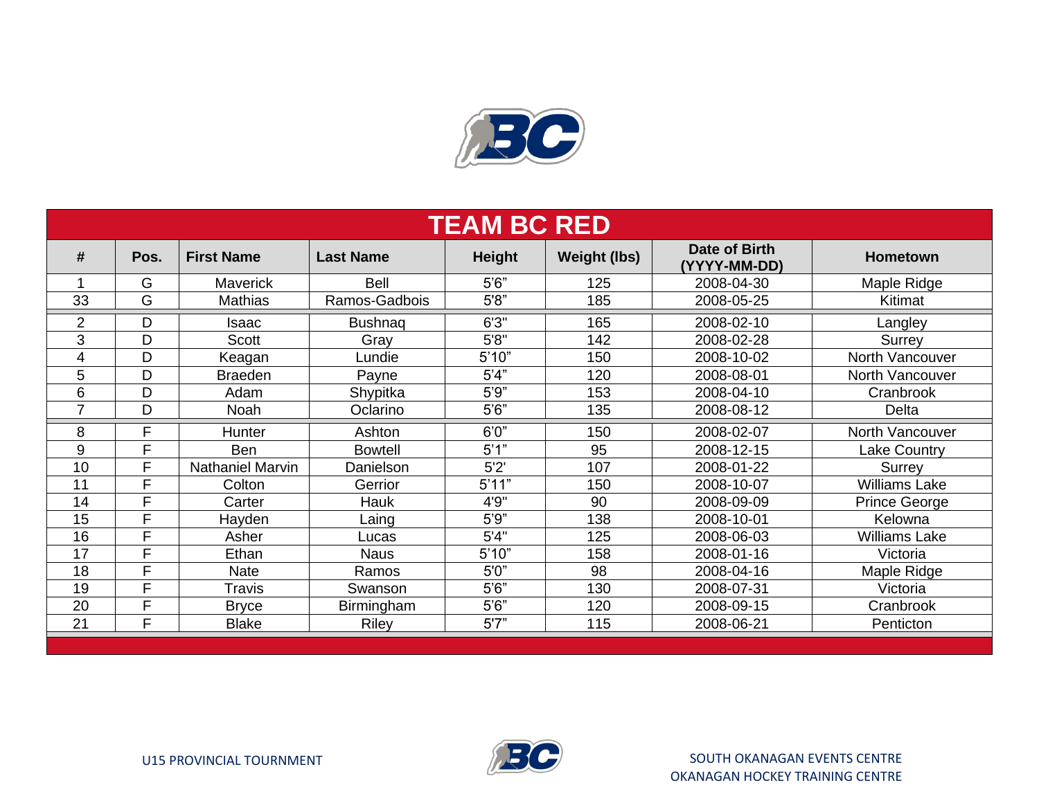# TEAM BC RED

| # | Pos. | First Name | Last Name | Height | Weight (lbs) | Date of Birth (YYYY-MM-DD) | Hometown |
|---|---|---|---|---|---|---|---|
| 1 | G | Maverick | Bell | 5'6" | 125 | 2008-04-30 | Maple Ridge |
| 33 | G | Mathias | Ramos-Gadbois | 5'8" | 185 | 2008-05-25 | Kitimat |
| 2 | D | Isaac | Bushnaq | 6'3" | 165 | 2008-02-10 | Langley |
| 3 | D | Scott | Gray | 5'8" | 142 | 2008-02-28 | Surrey |
| 4 | D | Keagan | Lundie | 5'10" | 150 | 2008-10-02 | North Vancouver |
| 5 | D | Braeden | Payne | 5'4" | 120 | 2008-08-01 | North Vancouver |
| 6 | D | Adam | Shypitka | 5'9" | 153 | 2008-04-10 | Cranbrook |
| 7 | D | Noah | Oclarino | 5'6" | 135 | 2008-08-12 | Delta |
| 8 | F | Hunter | Ashton | 6'0" | 150 | 2008-02-07 | North Vancouver |
| 9 | F | Ben | Bowtell | 5'1" | 95 | 2008-12-15 | Lake Country |
| 10 | F | Nathaniel Marvin | Danielson | 5'2' | 107 | 2008-01-22 | Surrey |
| 11 | F | Colton | Gerrior | 5'11" | 150 | 2008-10-07 | Williams Lake |
| 14 | F | Carter | Hauk | 4'9" | 90 | 2008-09-09 | Prince George |
| 15 | F | Hayden | Laing | 5'9" | 138 | 2008-10-01 | Kelowna |
| 16 | F | Asher | Lucas | 5'4" | 125 | 2008-06-03 | Williams Lake |
| 17 | F | Ethan | Naus | 5'10" | 158 | 2008-01-16 | Victoria |
| 18 | F | Nate | Ramos | 5'0" | 98 | 2008-04-16 | Maple Ridge |
| 19 | F | Travis | Swanson | 5'6" | 130 | 2008-07-31 | Victoria |
| 20 | F | Bryce | Birmingham | 5'6" | 120 | 2008-09-15 | Cranbrook |
| 21 | F | Blake | Riley | 5'7" | 115 | 2008-06-21 | Penticton |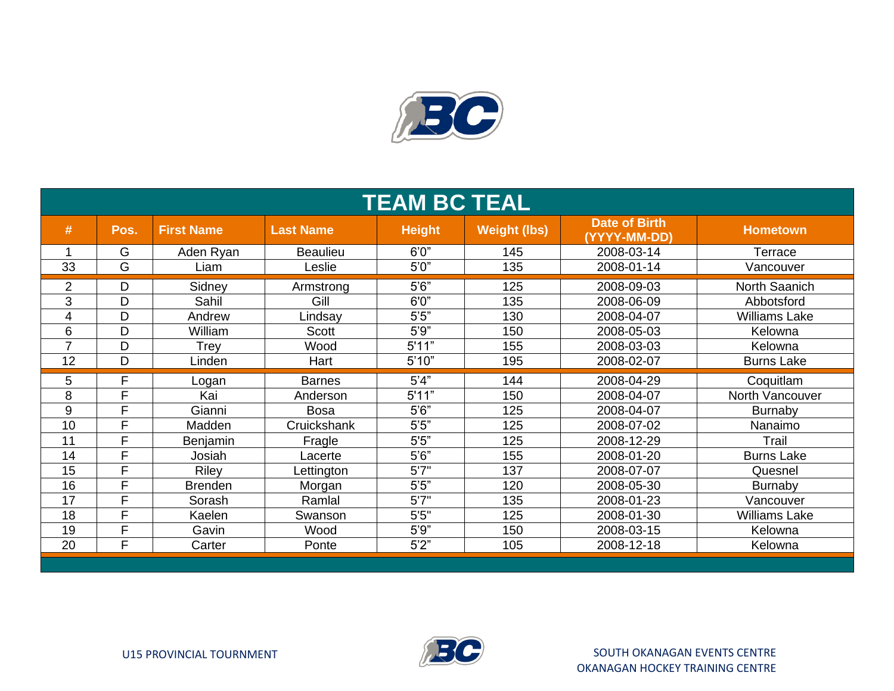# TEAM BC TEAL

| # | Pos. | First Name | Last Name | Height | Weight (lbs) | Date of Birth (YYYY-MM-DD) | Hometown |
|---|---|---|---|---|---|---|---|
| 1 | G | Aden Ryan | Beaulieu | 6'0" | 145 | 2008-03-14 | Terrace |
| 33 | G | Liam | Leslie | 5'0" | 135 | 2008-01-14 | Vancouver |
| 2 | D | Sidney | Armstrong | 5'6" | 125 | 2008-09-03 | North Saanich |
| 3 | D | Sahil | Gill | 6'0" | 135 | 2008-06-09 | Abbotsford |
| 4 | D | Andrew | Lindsay | 5'5" | 130 | 2008-04-07 | Williams Lake |
| 6 | D | William | Scott | 5'9" | 150 | 2008-05-03 | Kelowna |
| 7 | D | Trey | Wood | 5'11" | 155 | 2008-03-03 | Kelowna |
| 12 | D | Linden | Hart | 5'10" | 195 | 2008-02-07 | Burns Lake |
| 5 | F | Logan | Barnes | 5'4" | 144 | 2008-04-29 | Coquitlam |
| 8 | F | Kai | Anderson | 5'11" | 150 | 2008-04-07 | North Vancouver |
| 9 | F | Gianni | Bosa | 5'6" | 125 | 2008-04-07 | Burnaby |
| 10 | F | Madden | Cruickshank | 5'5" | 125 | 2008-07-02 | Nanaimo |
| 11 | F | Benjamin | Fragle | 5'5" | 125 | 2008-12-29 | Trail |
| 14 | F | Josiah | Lacerte | 5'6" | 155 | 2008-01-20 | Burns Lake |
| 15 | F | Riley | Lettington | 5'7" | 137 | 2008-07-07 | Quesnel |
| 16 | F | Brenden | Morgan | 5'5" | 120 | 2008-05-30 | Burnaby |
| 17 | F | Sorash | Ramlal | 5'7" | 135 | 2008-01-23 | Vancouver |
| 18 | F | Kaelen | Swanson | 5'5" | 125 | 2008-01-30 | Williams Lake |
| 19 | F | Gavin | Wood | 5'9" | 150 | 2008-03-15 | Kelowna |
| 20 | F | Carter | Ponte | 5'2" | 105 | 2008-12-18 | Kelowna |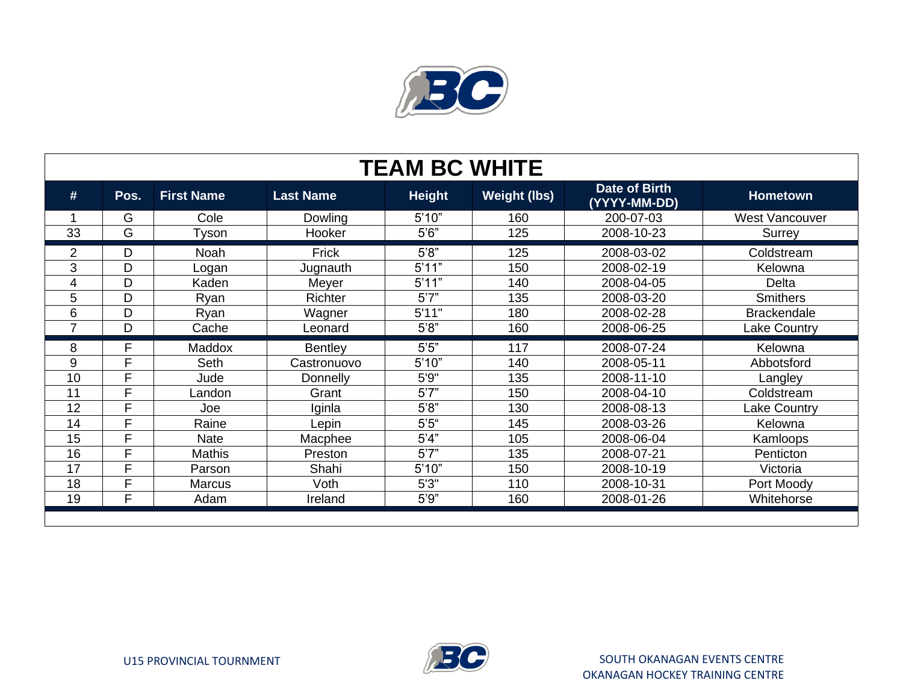# TEAM BC WHITE

| # | Pos. | First Name | Last Name | Height | Weight (lbs) | Date of Birth (YYYY-MM-DD) | Hometown |
|---|---|---|---|---|---|---|---|
| 1 | G | Cole | Dowling | 5'10" | 160 | 200-07-03 | West Vancouver |
| 33 | G | Tyson | Hooker | 5'6" | 125 | 2008-10-23 | Surrey |
| 2 | D | Noah | Frick | 5'8" | 125 | 2008-03-02 | Coldstream |
| 3 | D | Logan | Jugnauth | 5'11" | 150 | 2008-02-19 | Kelowna |
| 4 | D | Kaden | Meyer | 5'11" | 140 | 2008-04-05 | Delta |
| 5 | D | Ryan | Richter | 5'7" | 135 | 2008-03-20 | Smithers |
| 6 | D | Ryan | Wagner | 5'11" | 180 | 2008-02-28 | Brackendale |
| 7 | D | Cache | Leonard | 5'8" | 160 | 2008-06-25 | Lake Country |
| 8 | F | Maddox | Bentley | 5'5" | 117 | 2008-07-24 | Kelowna |
| 9 | F | Seth | Castronuovo | 5'10" | 140 | 2008-05-11 | Abbotsford |
| 10 | F | Jude | Donnelly | 5'9" | 135 | 2008-11-10 | Langley |
| 11 | F | Landon | Grant | 5'7" | 150 | 2008-04-10 | Coldstream |
| 12 | F | Joe | Iginla | 5'8" | 130 | 2008-08-13 | Lake Country |
| 14 | F | Raine | Lepin | 5'5" | 145 | 2008-03-26 | Kelowna |
| 15 | F | Nate | Macphee | 5'4" | 105 | 2008-06-04 | Kamloops |
| 16 | F | Mathis | Preston | 5'7" | 135 | 2008-07-21 | Penticton |
| 17 | F | Parson | Shahi | 5'10" | 150 | 2008-10-19 | Victoria |
| 18 | F | Marcus | Voth | 5'3" | 110 | 2008-10-31 | Port Moody |
| 19 | F | Adam | Ireland | 5'9" | 160 | 2008-01-26 | Whitehorse |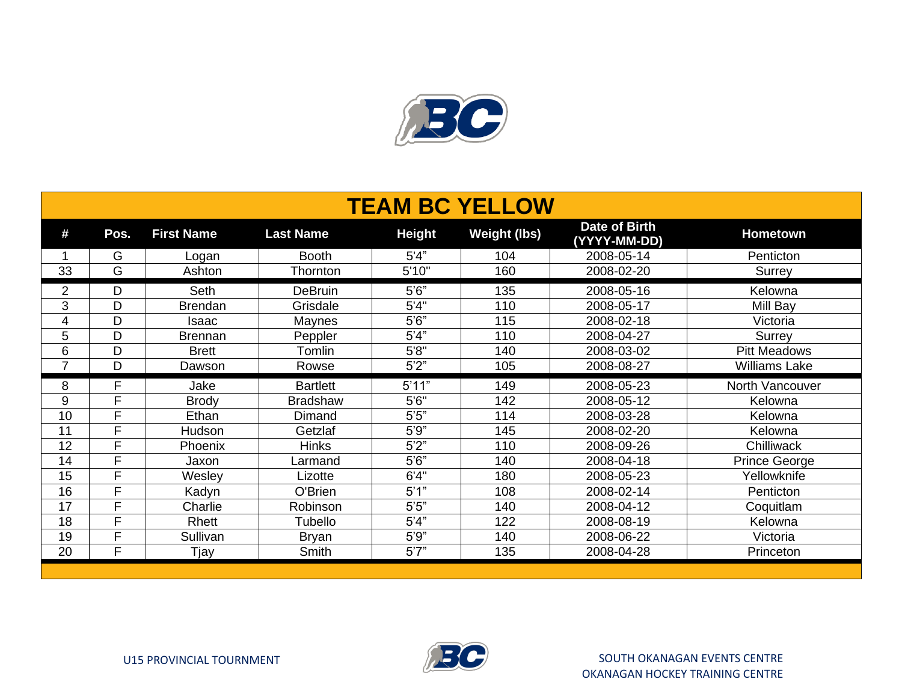# TEAM BC YELLOW

| # | Pos. | First Name | Last Name | Height | Weight (lbs) | Date of Birth (YYYY-MM-DD) | Hometown |
|---|---|---|---|---|---|---|---|
| 1 | G | Logan | Booth | 5'4" | 104 | 2008-05-14 | Penticton |
| 33 | G | Ashton | Thornton | 5'10" | 160 | 2008-02-20 | Surrey |
| 2 | D | Seth | DeBruin | 5'6" | 135 | 2008-05-16 | Kelowna |
| 3 | D | Brendan | Grisdale | 5'4" | 110 | 2008-05-17 | Mill Bay |
| 4 | D | Isaac | Maynes | 5'6" | 115 | 2008-02-18 | Victoria |
| 5 | D | Brennan | Peppler | 5'4" | 110 | 2008-04-27 | Surrey |
| 6 | D | Brett | Tomlin | 5'8" | 140 | 2008-03-02 | Pitt Meadows |
| 7 | D | Dawson | Rowse | 5'2" | 105 | 2008-08-27 | Williams Lake |
| 8 | F | Jake | Bartlett | 5'11" | 149 | 2008-05-23 | North Vancouver |
| 9 | F | Brody | Bradshaw | 5'6" | 142 | 2008-05-12 | Kelowna |
| 10 | F | Ethan | Dimand | 5'5" | 114 | 2008-03-28 | Kelowna |
| 11 | F | Hudson | Getzlaf | 5'9" | 145 | 2008-02-20 | Kelowna |
| 12 | F | Phoenix | Hinks | 5'2" | 110 | 2008-09-26 | Chilliwack |
| 14 | F | Jaxon | Larmand | 5'6" | 140 | 2008-04-18 | Prince George |
| 15 | F | Wesley | Lizotte | 6'4" | 180 | 2008-05-23 | Yellowknife |
| 16 | F | Kadyn | O'Brien | 5'1" | 108 | 2008-02-14 | Penticton |
| 17 | F | Charlie | Robinson | 5'5" | 140 | 2008-04-12 | Coquitlam |
| 18 | F | Rhett | Tubello | 5'4" | 122 | 2008-08-19 | Kelowna |
| 19 | F | Sullivan | Bryan | 5'9" | 140 | 2008-06-22 | Victoria |
| 20 | F | Tjay | Smith | 5'7" | 135 | 2008-04-28 | Princeton |

U15 PROVINCIAL TOURNMENT

SOUTH OKANAGAN EVENTS CENTRE
OKANAGAN HOCKEY TRAINING CENTRE